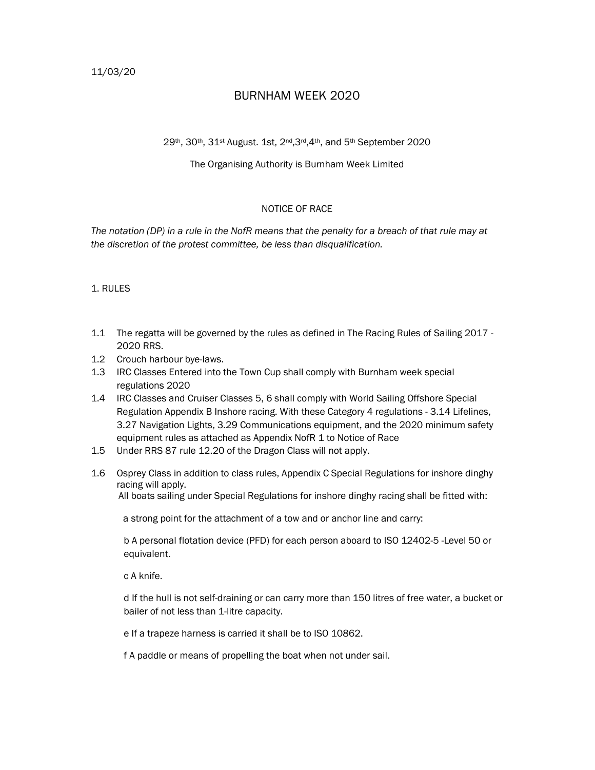11/03/20

# BURNHAM WEEK 2020

29th, 30th, 31st August. 1st, 2nd,3rd,4th, and 5th September 2020

The Organising Authority is Burnham Week Limited

## NOTICE OF RACE

*The notation (DP) in a rule in the NofR means that the penalty for a breach of that rule may at the discretion of the protest committee, be less than disqualification.*

### 1. RULES

1.1 The regatta will be governed by the rules as defined in The Racing Rules of Sailing 2017 - 2020 RRS.

1.2 Crouch harbour bye-laws.

1.3 IRC Classes Entered into the Town Cup shall comply with Burnham week special regulations 2020

1.4 IRC Classes and Cruiser Classes 5, 6 shall comply with World Sailing Offshore Special Regulation Appendix B Inshore racing. With these Category 4 regulations - 3.14 Lifelines, 3.27 Navigation Lights, 3.29 Communications equipment, and the 2020 minimum safety equipment rules as attached as Appendix NofR 1 to Notice of Race

1.5 Under RRS 87 rule 12.20 of the Dragon Class will not apply.

1.6 Osprey Class in addition to class rules, Appendix C Special Regulations for inshore dinghy racing will apply.
All boats sailing under Special Regulations for inshore dinghy racing shall be fitted with:

a strong point for the attachment of a tow and or anchor line and carry:

b A personal flotation device (PFD) for each person aboard to ISO 12402-5 -Level 50 or equivalent.

c A knife.

d If the hull is not self-draining or can carry more than 150 litres of free water, a bucket or bailer of not less than 1-litre capacity.

e If a trapeze harness is carried it shall be to ISO 10862.

f A paddle or means of propelling the boat when not under sail.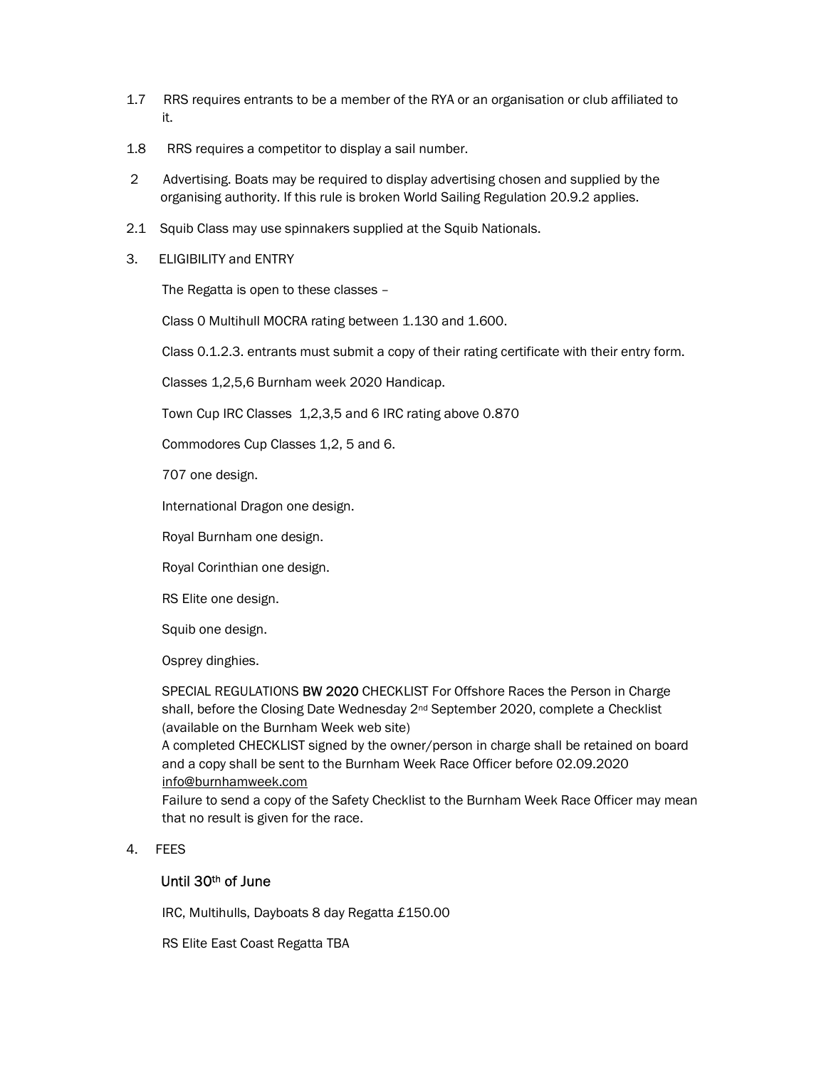1.7 RRS requires entrants to be a member of the RYA or an organisation or club affiliated to it.

1.8 RRS requires a competitor to display a sail number.

2 Advertising. Boats may be required to display advertising chosen and supplied by the organising authority. If this rule is broken World Sailing Regulation 20.9.2 applies.

2.1 Squib Class may use spinnakers supplied at the Squib Nationals.

3. ELIGIBILITY and ENTRY

The Regatta is open to these classes –

Class 0 Multihull MOCRA rating between 1.130 and 1.600.

Class 0.1.2.3. entrants must submit a copy of their rating certificate with their entry form.

Classes 1,2,5,6 Burnham week 2020 Handicap.

Town Cup IRC Classes 1,2,3,5 and 6 IRC rating above 0.870

Commodores Cup Classes 1,2, 5 and 6.

707 one design.

International Dragon one design.

Royal Burnham one design.

Royal Corinthian one design.

RS Elite one design.

Squib one design.

Osprey dinghies.

SPECIAL REGULATIONS BW 2020 CHECKLIST For Offshore Races the Person in Charge shall, before the Closing Date Wednesday 2nd September 2020, complete a Checklist (available on the Burnham Week web site)
A completed CHECKLIST signed by the owner/person in charge shall be retained on board and a copy shall be sent to the Burnham Week Race Officer before 02.09.2020 info@burnhamweek.com
Failure to send a copy of the Safety Checklist to the Burnham Week Race Officer may mean that no result is given for the race.

4. FEES

Until 30th of June

IRC, Multihulls, Dayboats 8 day Regatta £150.00

RS Elite East Coast Regatta TBA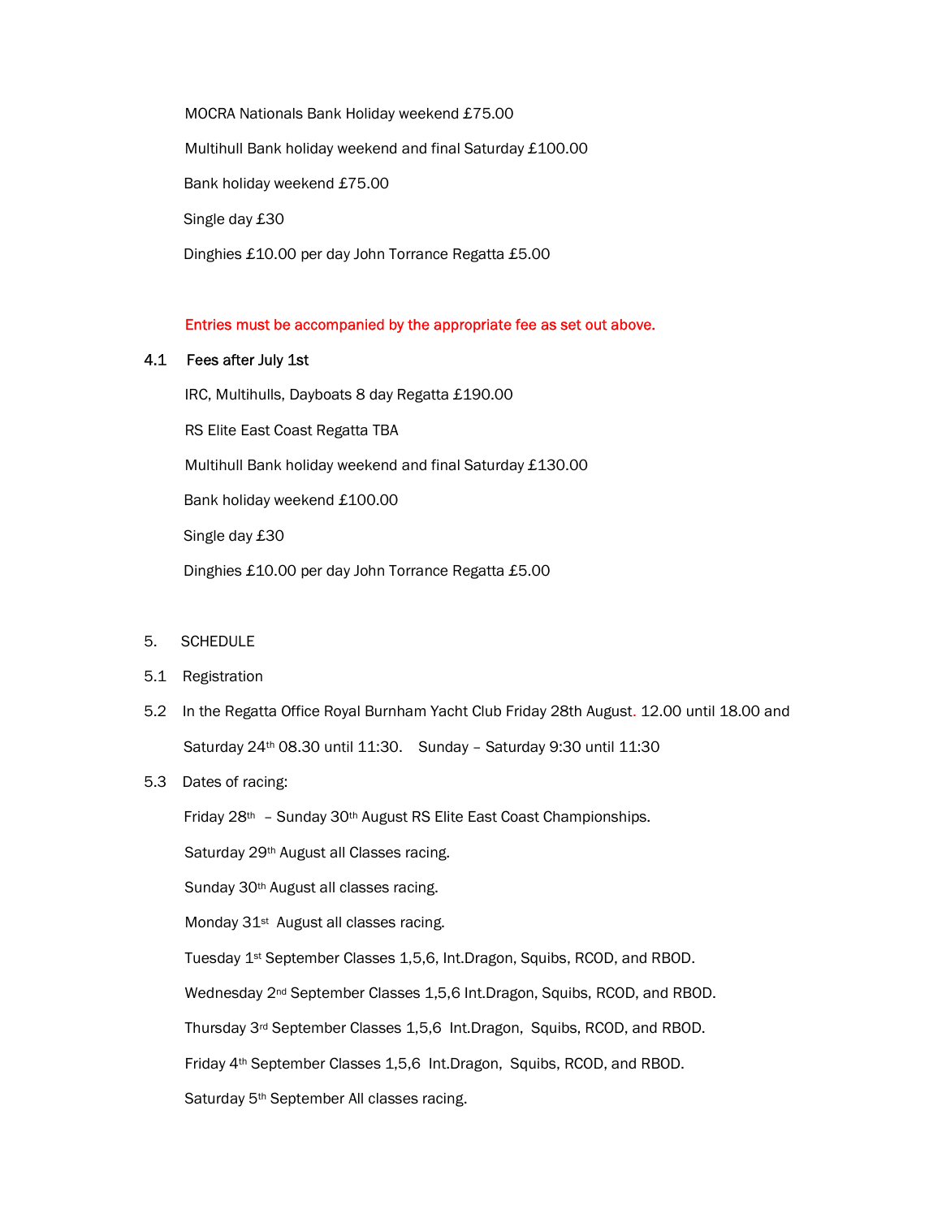MOCRA Nationals Bank Holiday weekend £75.00

Multihull Bank holiday weekend and final Saturday £100.00

Bank holiday weekend £75.00

Single day £30

Dinghies £10.00 per day John Torrance Regatta £5.00

Entries must be accompanied by the appropriate fee as set out above.

4.1 Fees after July 1st

IRC, Multihulls, Dayboats 8 day Regatta £190.00

RS Elite East Coast Regatta TBA

Multihull Bank holiday weekend and final Saturday £130.00

Bank holiday weekend £100.00

Single day £30

Dinghies £10.00 per day John Torrance Regatta £5.00

5. SCHEDULE

5.1 Registration

5.2 In the Regatta Office Royal Burnham Yacht Club Friday 28th August. 12.00 until 18.00 and Saturday 24th 08.30 until 11:30. Sunday – Saturday 9:30 until 11:30

5.3 Dates of racing:

Friday 28th – Sunday 30th August RS Elite East Coast Championships.

Saturday 29th August all Classes racing.

Sunday 30th August all classes racing.

Monday 31st August all classes racing.

Tuesday 1st September Classes 1,5,6, Int.Dragon, Squibs, RCOD, and RBOD.

Wednesday 2nd September Classes 1,5,6 Int.Dragon, Squibs, RCOD, and RBOD.

Thursday 3rd September Classes 1,5,6 Int.Dragon, Squibs, RCOD, and RBOD.

Friday 4th September Classes 1,5,6 Int.Dragon, Squibs, RCOD, and RBOD.

Saturday 5th September All classes racing.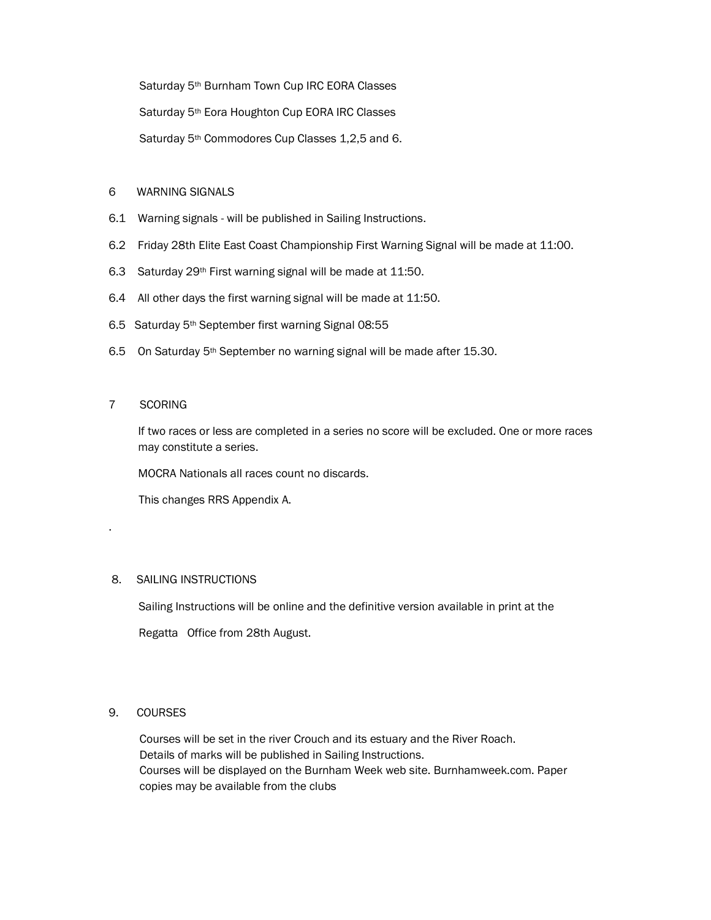Saturday 5th Burnham Town Cup IRC EORA Classes

Saturday 5th Eora Houghton Cup EORA IRC Classes

Saturday 5th Commodores Cup Classes 1,2,5 and 6.

## 6 WARNING SIGNALS

6.1 Warning signals - will be published in Sailing Instructions.

6.2 Friday 28th Elite East Coast Championship First Warning Signal will be made at 11:00.

6.3 Saturday 29th First warning signal will be made at 11:50.

6.4 All other days the first warning signal will be made at 11:50.

6.5 Saturday 5th September first warning Signal 08:55

6.5 On Saturday 5th September no warning signal will be made after 15.30.

## 7 SCORING

If two races or less are completed in a series no score will be excluded. One or more races may constitute a series.

MOCRA Nationals all races count no discards.

This changes RRS Appendix A.

.

## 8. SAILING INSTRUCTIONS

Sailing Instructions will be online and the definitive version available in print at the

Regatta Office from 28th August.

## 9. COURSES

Courses will be set in the river Crouch and its estuary and the River Roach.
Details of marks will be published in Sailing Instructions.
Courses will be displayed on the Burnham Week web site. Burnhamweek.com. Paper copies may be available from the clubs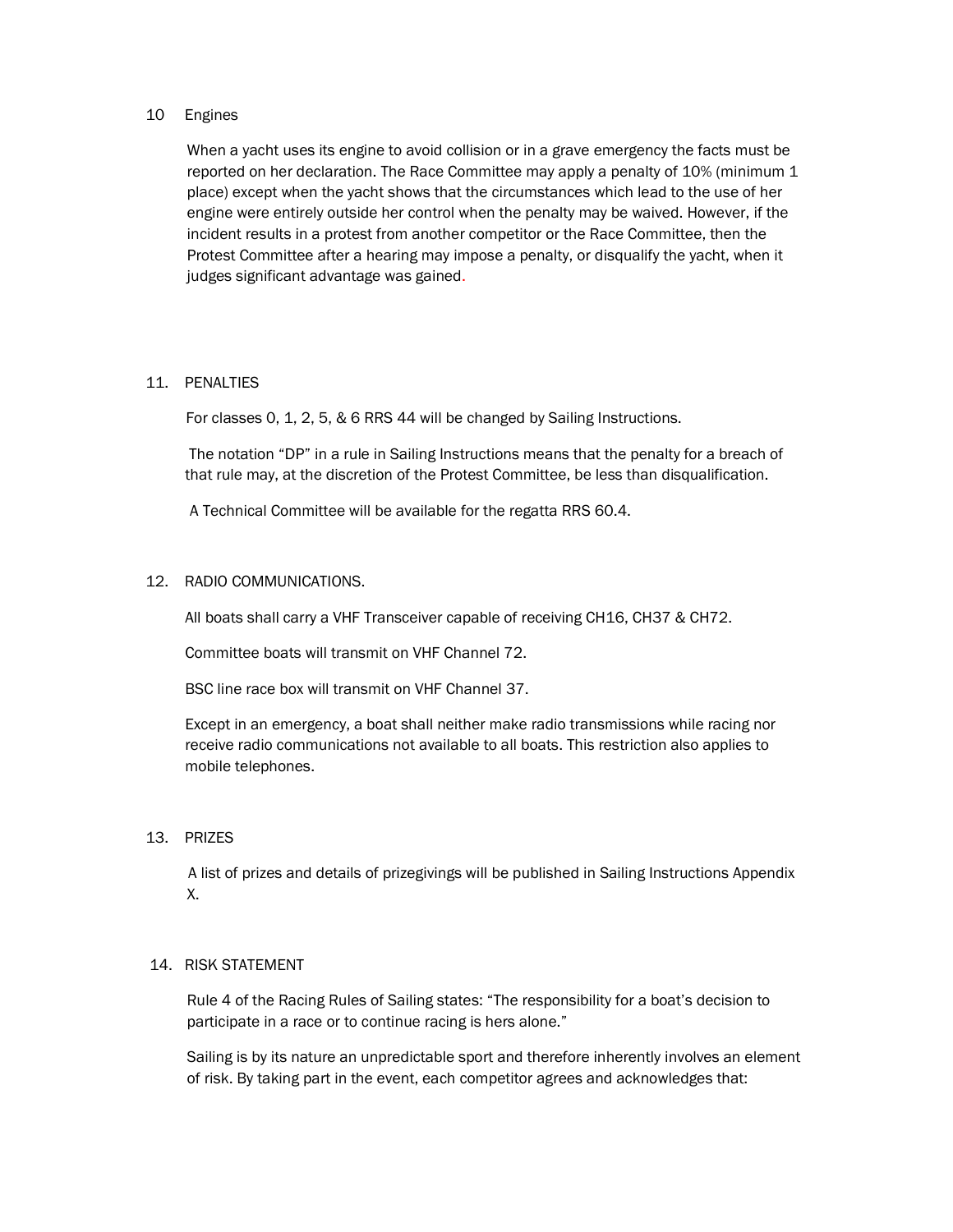## 10 Engines

When a yacht uses its engine to avoid collision or in a grave emergency the facts must be reported on her declaration. The Race Committee may apply a penalty of 10% (minimum 1 place) except when the yacht shows that the circumstances which lead to the use of her engine were entirely outside her control when the penalty may be waived. However, if the incident results in a protest from another competitor or the Race Committee, then the Protest Committee after a hearing may impose a penalty, or disqualify the yacht, when it judges significant advantage was gained.

## 11. PENALTIES

For classes 0, 1, 2, 5, & 6 RRS 44 will be changed by Sailing Instructions.

The notation "DP" in a rule in Sailing Instructions means that the penalty for a breach of that rule may, at the discretion of the Protest Committee, be less than disqualification.

A Technical Committee will be available for the regatta RRS 60.4.

## 12. RADIO COMMUNICATIONS.

All boats shall carry a VHF Transceiver capable of receiving CH16, CH37 & CH72.

Committee boats will transmit on VHF Channel 72.

BSC line race box will transmit on VHF Channel 37.

Except in an emergency, a boat shall neither make radio transmissions while racing nor receive radio communications not available to all boats. This restriction also applies to mobile telephones.

## 13. PRIZES

A list of prizes and details of prizegivings will be published in Sailing Instructions Appendix X.

## 14. RISK STATEMENT

Rule 4 of the Racing Rules of Sailing states: "The responsibility for a boat's decision to participate in a race or to continue racing is hers alone."

Sailing is by its nature an unpredictable sport and therefore inherently involves an element of risk. By taking part in the event, each competitor agrees and acknowledges that: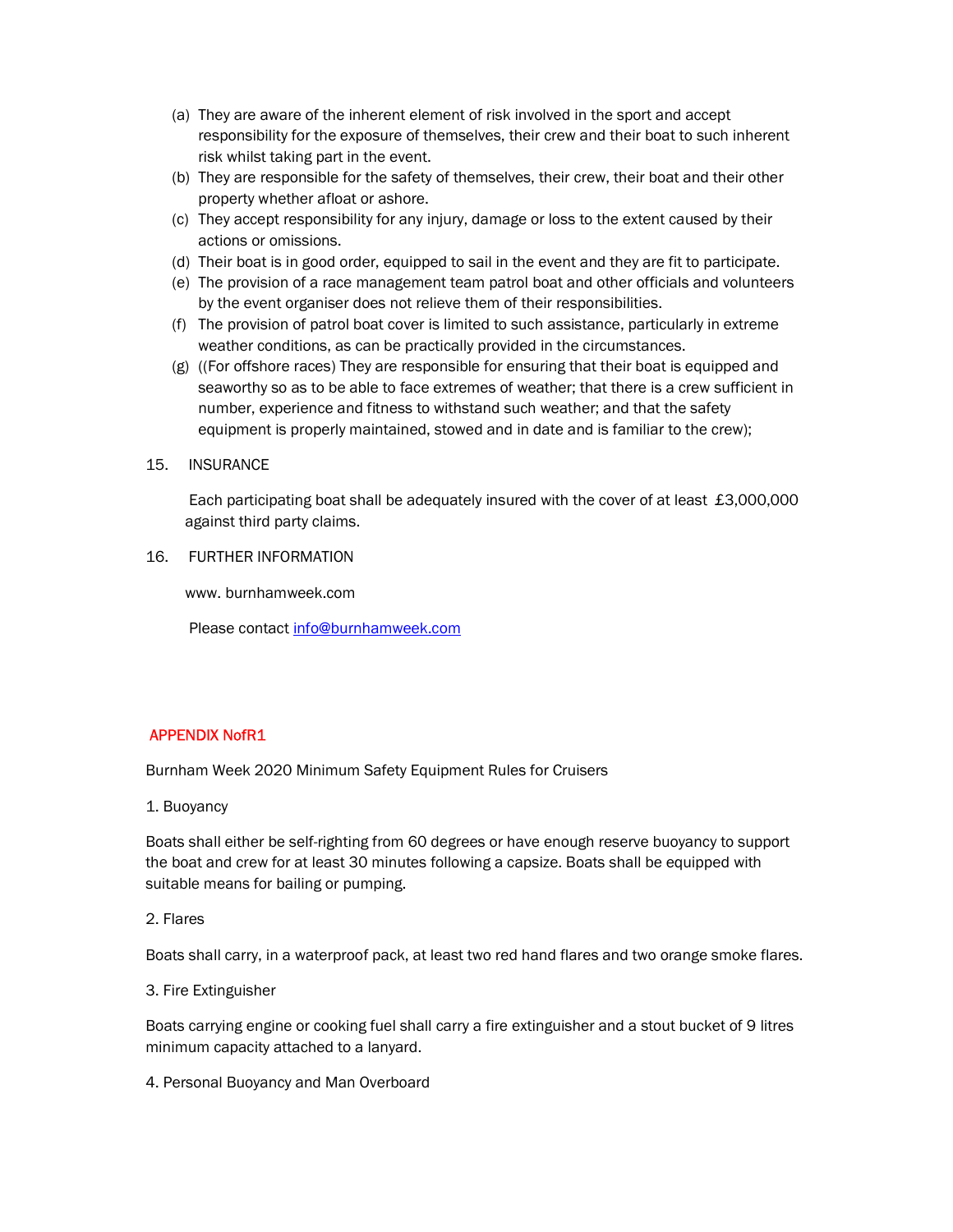(a) They are aware of the inherent element of risk involved in the sport and accept responsibility for the exposure of themselves, their crew and their boat to such inherent risk whilst taking part in the event.

(b) They are responsible for the safety of themselves, their crew, their boat and their other property whether afloat or ashore.

(c) They accept responsibility for any injury, damage or loss to the extent caused by their actions or omissions.

(d) Their boat is in good order, equipped to sail in the event and they are fit to participate.

(e) The provision of a race management team patrol boat and other officials and volunteers by the event organiser does not relieve them of their responsibilities.

(f) The provision of patrol boat cover is limited to such assistance, particularly in extreme weather conditions, as can be practically provided in the circumstances.

(g) ((For offshore races) They are responsible for ensuring that their boat is equipped and seaworthy so as to be able to face extremes of weather; that there is a crew sufficient in number, experience and fitness to withstand such weather; and that the safety equipment is properly maintained, stowed and in date and is familiar to the crew);

15. INSURANCE

Each participating boat shall be adequately insured with the cover of at least £3,000,000 against third party claims.

16. FURTHER INFORMATION

www. burnhamweek.com

Please contact info@burnhamweek.com

## APPENDIX NofR1

Burnham Week 2020 Minimum Safety Equipment Rules for Cruisers

1. Buoyancy

Boats shall either be self-righting from 60 degrees or have enough reserve buoyancy to support the boat and crew for at least 30 minutes following a capsize. Boats shall be equipped with suitable means for bailing or pumping.

2. Flares

Boats shall carry, in a waterproof pack, at least two red hand flares and two orange smoke flares.

3. Fire Extinguisher

Boats carrying engine or cooking fuel shall carry a fire extinguisher and a stout bucket of 9 litres minimum capacity attached to a lanyard.

4. Personal Buoyancy and Man Overboard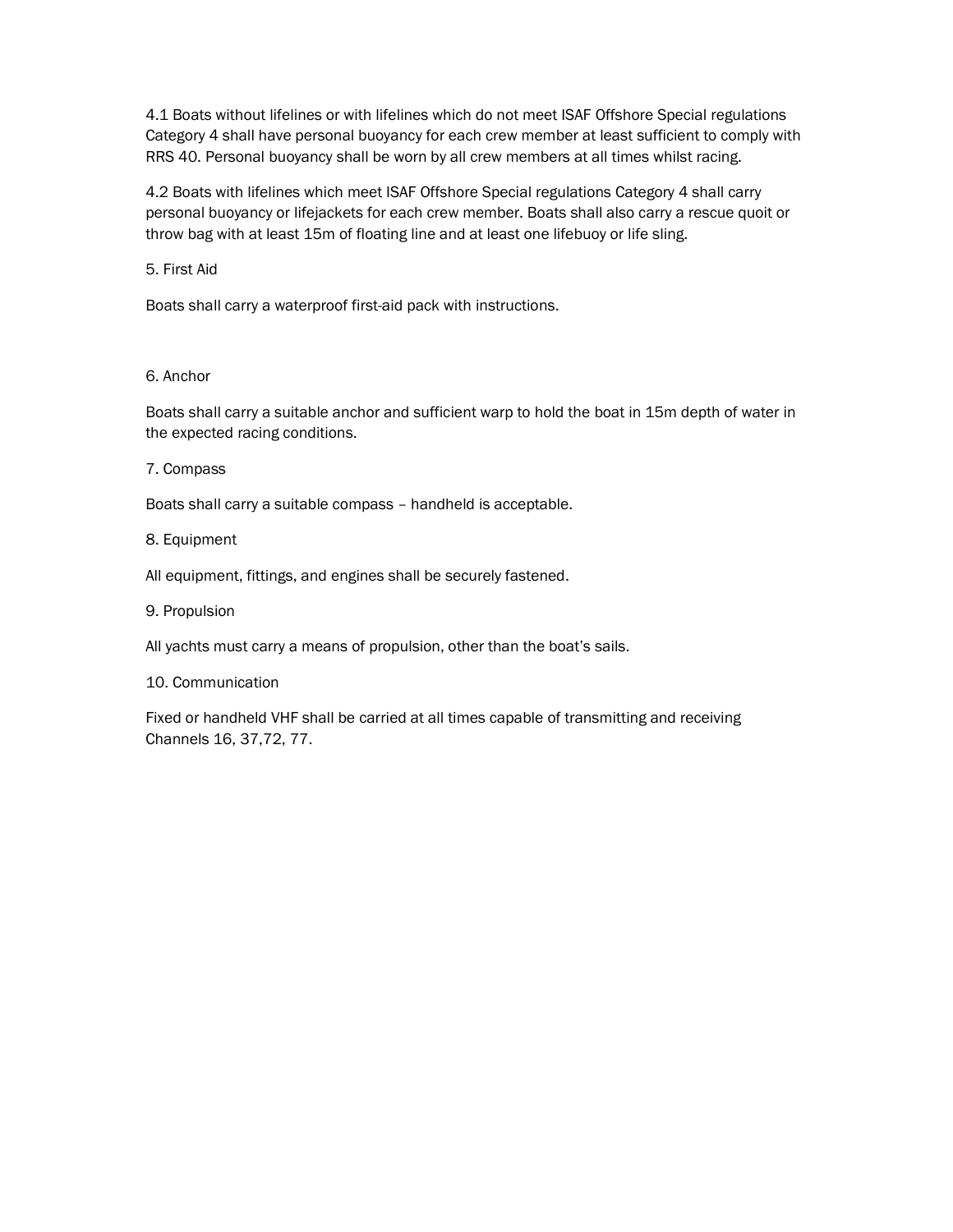4.1 Boats without lifelines or with lifelines which do not meet ISAF Offshore Special regulations Category 4 shall have personal buoyancy for each crew member at least sufficient to comply with RRS 40. Personal buoyancy shall be worn by all crew members at all times whilst racing.

4.2 Boats with lifelines which meet ISAF Offshore Special regulations Category 4 shall carry personal buoyancy or lifejackets for each crew member. Boats shall also carry a rescue quoit or throw bag with at least 15m of floating line and at least one lifebuoy or life sling.

5. First Aid

Boats shall carry a waterproof first-aid pack with instructions.

6. Anchor

Boats shall carry a suitable anchor and sufficient warp to hold the boat in 15m depth of water in the expected racing conditions.

7. Compass

Boats shall carry a suitable compass – handheld is acceptable.

8. Equipment

All equipment, fittings, and engines shall be securely fastened.

9. Propulsion

All yachts must carry a means of propulsion, other than the boat's sails.

10. Communication

Fixed or handheld VHF shall be carried at all times capable of transmitting and receiving Channels 16, 37,72, 77.